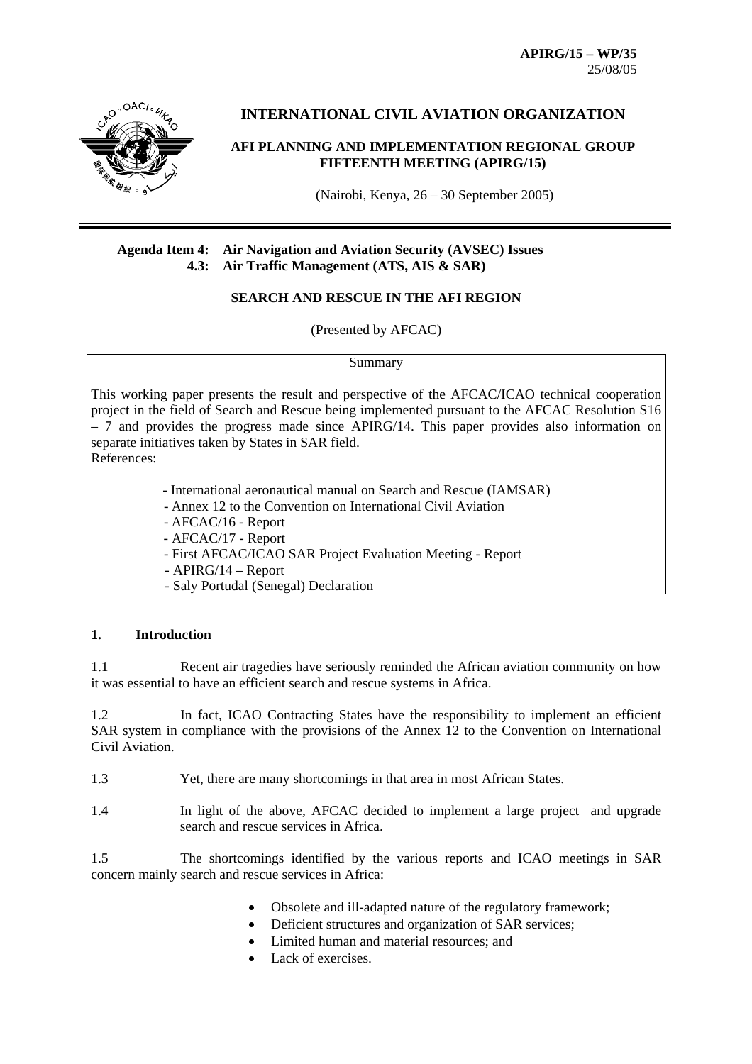**APIRG/15 – WP/35**
25/08/05

# INTERNATIONAL CIVIL AVIATION ORGANIZATION

## AFI PLANNING AND IMPLEMENTATION REGIONAL GROUP FIFTEENTH MEETING (APIRG/15)

(Nairobi, Kenya, 26 – 30 September 2005)

---

**Agenda Item 4: Air Navigation and Aviation Security (AVSEC) Issues**
**4.3: Air Traffic Management (ATS, AIS & SAR)**

### SEARCH AND RESCUE IN THE AFI REGION

(Presented by AFCAC)

| Summary |
|---|
| This working paper presents the result and perspective of the AFCAC/ICAO technical cooperation project in the field of Search and Rescue being implemented pursuant to the AFCAC Resolution S16 – 7 and provides the progress made since APIRG/14. This paper provides also information on separate initiatives taken by States in SAR field.<br>References:<br>- International aeronautical manual on Search and Rescue (IAMSAR)<br>- Annex 12 to the Convention on International Civil Aviation<br>- AFCAC/16 - Report<br>- AFCAC/17 - Report<br>- First AFCAC/ICAO SAR Project Evaluation Meeting - Report<br>- APIRG/14 – Report<br>- Saly Portudal (Senegal) Declaration |

## 1. Introduction

1.1 Recent air tragedies have seriously reminded the African aviation community on how it was essential to have an efficient search and rescue systems in Africa.

1.2 In fact, ICAO Contracting States have the responsibility to implement an efficient SAR system in compliance with the provisions of the Annex 12 to the Convention on International Civil Aviation.

1.3 Yet, there are many shortcomings in that area in most African States.

1.4 In light of the above, AFCAC decided to implement a large project and upgrade search and rescue services in Africa.

1.5 The shortcomings identified by the various reports and ICAO meetings in SAR concern mainly search and rescue services in Africa:

- Obsolete and ill-adapted nature of the regulatory framework;
- Deficient structures and organization of SAR services;
- Limited human and material resources; and
- Lack of exercises.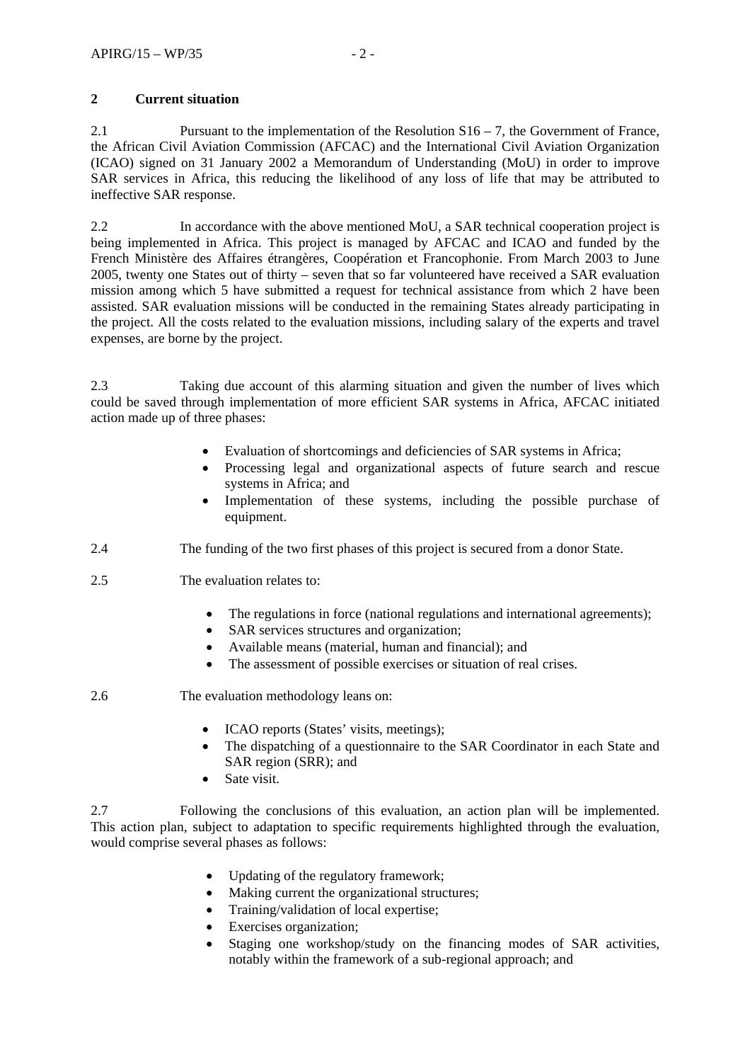## 2 Current situation

2.1 Pursuant to the implementation of the Resolution S16 – 7, the Government of France, the African Civil Aviation Commission (AFCAC) and the International Civil Aviation Organization (ICAO) signed on 31 January 2002 a Memorandum of Understanding (MoU) in order to improve SAR services in Africa, this reducing the likelihood of any loss of life that may be attributed to ineffective SAR response.

2.2 In accordance with the above mentioned MoU, a SAR technical cooperation project is being implemented in Africa. This project is managed by AFCAC and ICAO and funded by the French Ministère des Affaires étrangères, Coopération et Francophonie. From March 2003 to June 2005, twenty one States out of thirty – seven that so far volunteered have received a SAR evaluation mission among which 5 have submitted a request for technical assistance from which 2 have been assisted. SAR evaluation missions will be conducted in the remaining States already participating in the project. All the costs related to the evaluation missions, including salary of the experts and travel expenses, are borne by the project.

2.3 Taking due account of this alarming situation and given the number of lives which could be saved through implementation of more efficient SAR systems in Africa, AFCAC initiated action made up of three phases:

- Evaluation of shortcomings and deficiencies of SAR systems in Africa;
- Processing legal and organizational aspects of future search and rescue systems in Africa; and
- Implementation of these systems, including the possible purchase of equipment.

2.4 The funding of the two first phases of this project is secured from a donor State.

2.5 The evaluation relates to:

- The regulations in force (national regulations and international agreements);
- SAR services structures and organization;
- Available means (material, human and financial); and
- The assessment of possible exercises or situation of real crises.

2.6 The evaluation methodology leans on:

- ICAO reports (States' visits, meetings);
- The dispatching of a questionnaire to the SAR Coordinator in each State and SAR region (SRR); and
- Sate visit.

2.7 Following the conclusions of this evaluation, an action plan will be implemented. This action plan, subject to adaptation to specific requirements highlighted through the evaluation, would comprise several phases as follows:

- Updating of the regulatory framework;
- Making current the organizational structures;
- Training/validation of local expertise;
- Exercises organization;
- Staging one workshop/study on the financing modes of SAR activities, notably within the framework of a sub-regional approach; and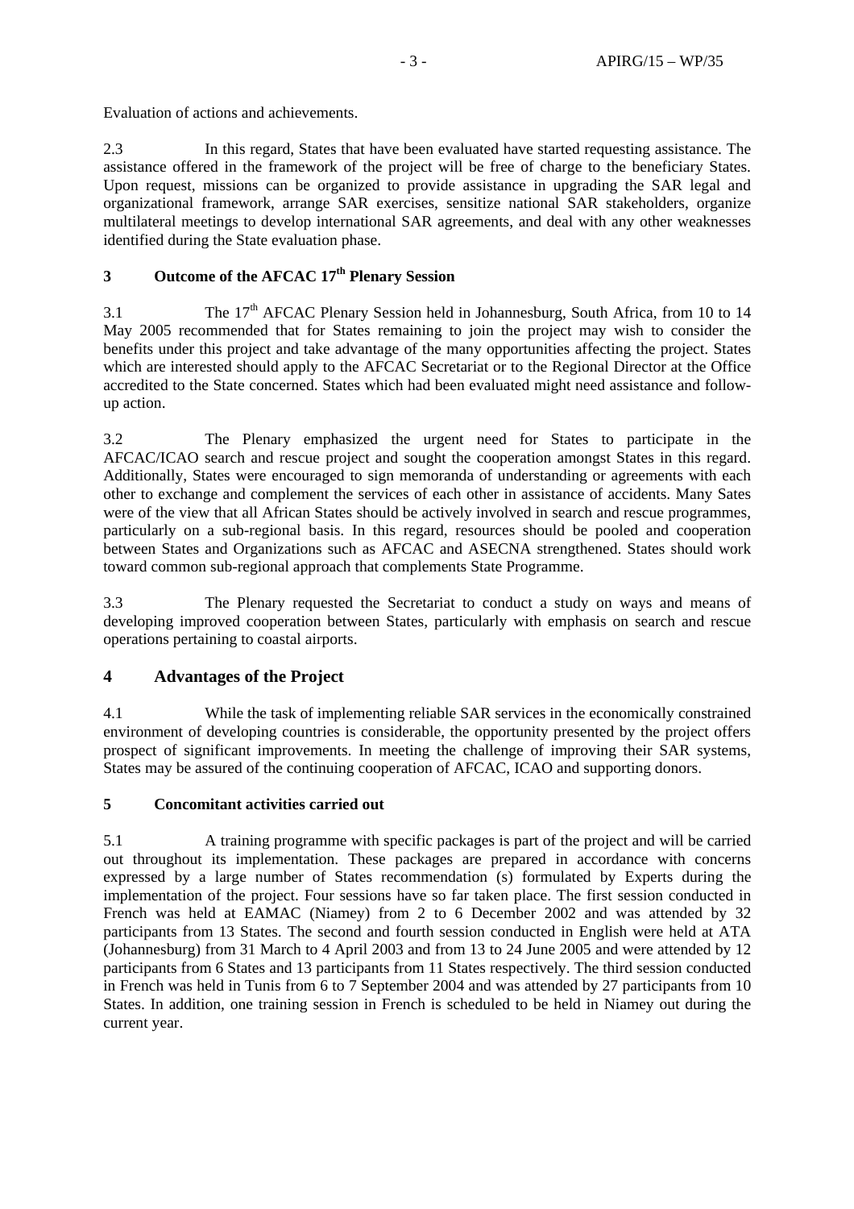Evaluation of actions and achievements.

2.3 In this regard, States that have been evaluated have started requesting assistance. The assistance offered in the framework of the project will be free of charge to the beneficiary States. Upon request, missions can be organized to provide assistance in upgrading the SAR legal and organizational framework, arrange SAR exercises, sensitize national SAR stakeholders, organize multilateral meetings to develop international SAR agreements, and deal with any other weaknesses identified during the State evaluation phase.

## 3 Outcome of the AFCAC 17th Plenary Session

3.1 The 17th AFCAC Plenary Session held in Johannesburg, South Africa, from 10 to 14 May 2005 recommended that for States remaining to join the project may wish to consider the benefits under this project and take advantage of the many opportunities affecting the project. States which are interested should apply to the AFCAC Secretariat or to the Regional Director at the Office accredited to the State concerned. States which had been evaluated might need assistance and follow-up action.

3.2 The Plenary emphasized the urgent need for States to participate in the AFCAC/ICAO search and rescue project and sought the cooperation amongst States in this regard. Additionally, States were encouraged to sign memoranda of understanding or agreements with each other to exchange and complement the services of each other in assistance of accidents. Many Sates were of the view that all African States should be actively involved in search and rescue programmes, particularly on a sub-regional basis. In this regard, resources should be pooled and cooperation between States and Organizations such as AFCAC and ASECNA strengthened. States should work toward common sub-regional approach that complements State Programme.

3.3 The Plenary requested the Secretariat to conduct a study on ways and means of developing improved cooperation between States, particularly with emphasis on search and rescue operations pertaining to coastal airports.

## 4 Advantages of the Project

4.1 While the task of implementing reliable SAR services in the economically constrained environment of developing countries is considerable, the opportunity presented by the project offers prospect of significant improvements. In meeting the challenge of improving their SAR systems, States may be assured of the continuing cooperation of AFCAC, ICAO and supporting donors.

## 5 Concomitant activities carried out

5.1 A training programme with specific packages is part of the project and will be carried out throughout its implementation. These packages are prepared in accordance with concerns expressed by a large number of States recommendation (s) formulated by Experts during the implementation of the project. Four sessions have so far taken place. The first session conducted in French was held at EAMAC (Niamey) from 2 to 6 December 2002 and was attended by 32 participants from 13 States. The second and fourth session conducted in English were held at ATA (Johannesburg) from 31 March to 4 April 2003 and from 13 to 24 June 2005 and were attended by 12 participants from 6 States and 13 participants from 11 States respectively. The third session conducted in French was held in Tunis from 6 to 7 September 2004 and was attended by 27 participants from 10 States. In addition, one training session in French is scheduled to be held in Niamey out during the current year.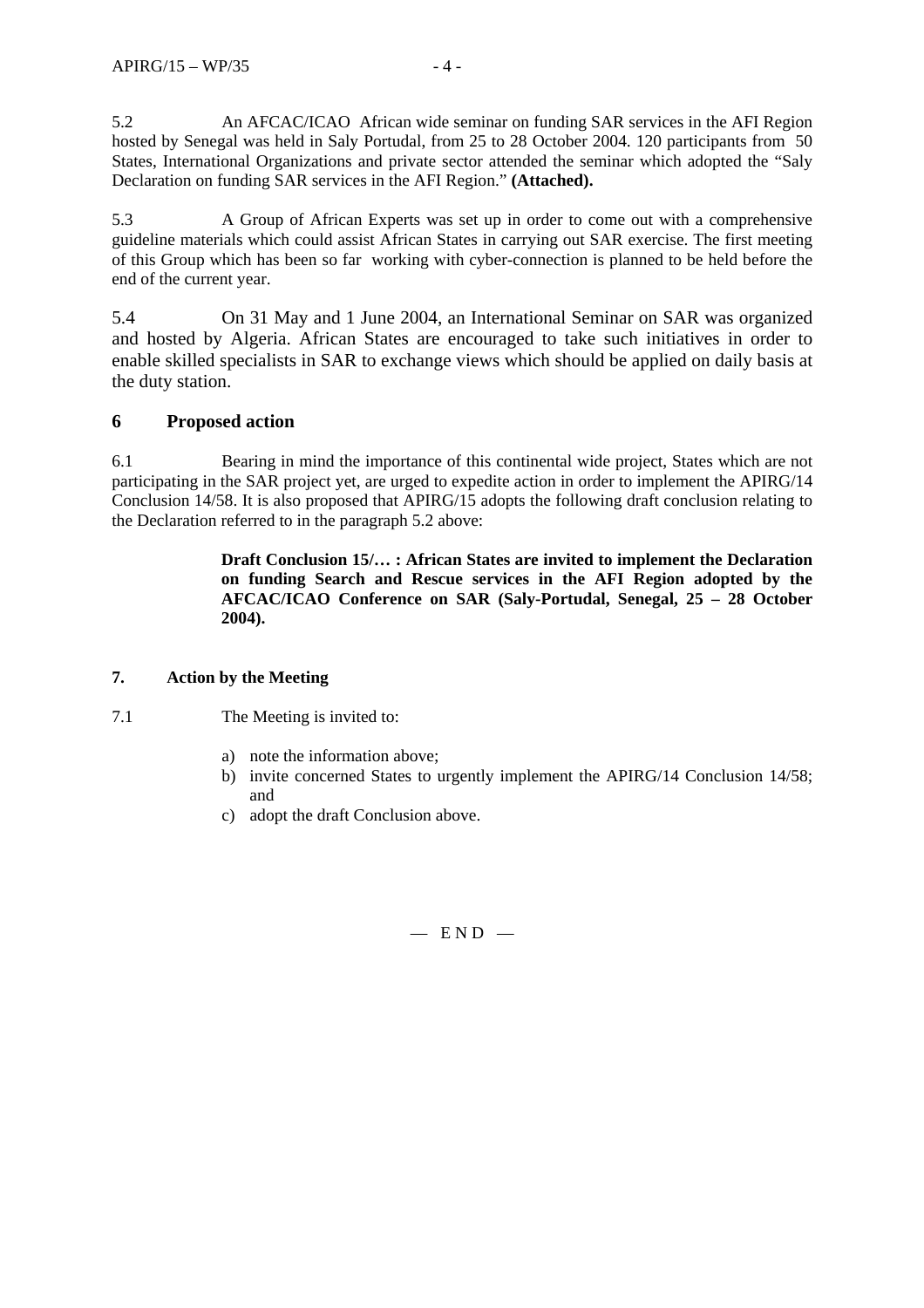5.2 An AFCAC/ICAO African wide seminar on funding SAR services in the AFI Region hosted by Senegal was held in Saly Portudal, from 25 to 28 October 2004. 120 participants from 50 States, International Organizations and private sector attended the seminar which adopted the "Saly Declaration on funding SAR services in the AFI Region." **(Attached).**

5.3 A Group of African Experts was set up in order to come out with a comprehensive guideline materials which could assist African States in carrying out SAR exercise. The first meeting of this Group which has been so far working with cyber-connection is planned to be held before the end of the current year.

5.4 On 31 May and 1 June 2004, an International Seminar on SAR was organized and hosted by Algeria. African States are encouraged to take such initiatives in order to enable skilled specialists in SAR to exchange views which should be applied on daily basis at the duty station.

## 6 Proposed action

6.1 Bearing in mind the importance of this continental wide project, States which are not participating in the SAR project yet, are urged to expedite action in order to implement the APIRG/14 Conclusion 14/58. It is also proposed that APIRG/15 adopts the following draft conclusion relating to the Declaration referred to in the paragraph 5.2 above:

> **Draft Conclusion 15/… : African States are invited to implement the Declaration on funding Search and Rescue services in the AFI Region adopted by the AFCAC/ICAO Conference on SAR (Saly-Portudal, Senegal, 25 – 28 October 2004).**

## 7. Action by the Meeting

7.1 The Meeting is invited to:

a) note the information above;
b) invite concerned States to urgently implement the APIRG/14 Conclusion 14/58; and
c) adopt the draft Conclusion above.

— END —